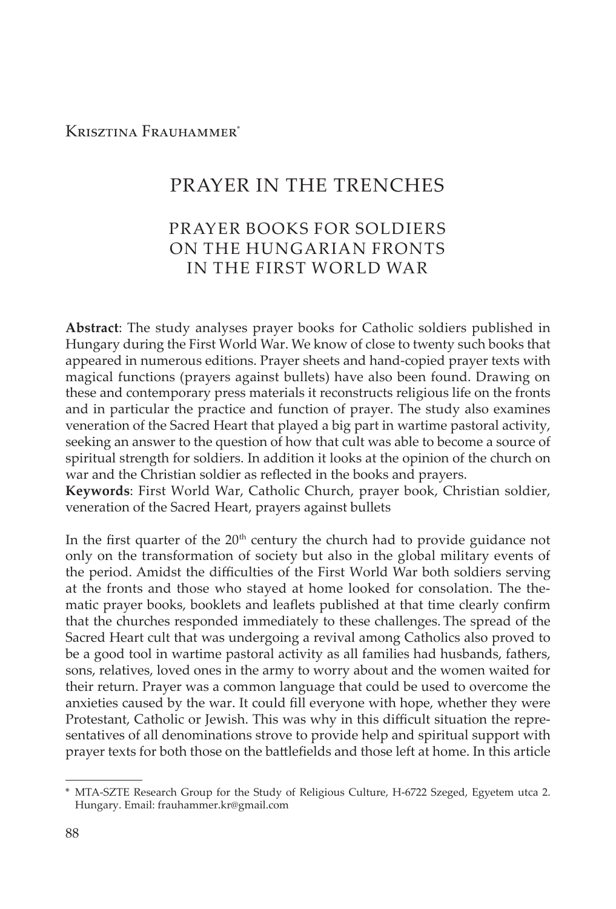Krisztina Frauhammer[*]

# PRAYER IN THE TRENCHES

## PRAYER BOOKS FOR SOLDIERS ON THE HUNGARIAN FRONTS IN THE FIRST WORLD WAR

**Abstract**: The study analyses prayer books for Catholic soldiers published in Hungary during the First World War. We know of close to twenty such books that appeared in numerous editions. Prayer sheets and hand-copied prayer texts with magical functions (prayers against bullets) have also been found. Drawing on these and contemporary press materials it reconstructs religious life on the fronts and in particular the practice and function of prayer. The study also examines veneration of the Sacred Heart that played a big part in wartime pastoral activity, seeking an answer to the question of how that cult was able to become a source of spiritual strength for soldiers. In addition it looks at the opinion of the church on war and the Christian soldier as reflected in the books and prayers.

**Keywords**: First World War, Catholic Church, prayer book, Christian soldier, veneration of the Sacred Heart, prayers against bullets

In the first quarter of the 20th century the church had to provide guidance not only on the transformation of society but also in the global military events of the period. Amidst the difficulties of the First World War both soldiers serving at the fronts and those who stayed at home looked for consolation. The thematic prayer books, booklets and leaflets published at that time clearly confirm that the churches responded immediately to these challenges. The spread of the Sacred Heart cult that was undergoing a revival among Catholics also proved to be a good tool in wartime pastoral activity as all families had husbands, fathers, sons, relatives, loved ones in the army to worry about and the women waited for their return. Prayer was a common language that could be used to overcome the anxieties caused by the war. It could fill everyone with hope, whether they were Protestant, Catholic or Jewish. This was why in this difficult situation the representatives of all denominations strove to provide help and spiritual support with prayer texts for both those on the battlefields and those left at home. In this article

---

[*] MTA-SZTE Research Group for the Study of Religious Culture, H-6722 Szeged, Egyetem utca 2. Hungary. Email: frauhammer.kr@gmail.com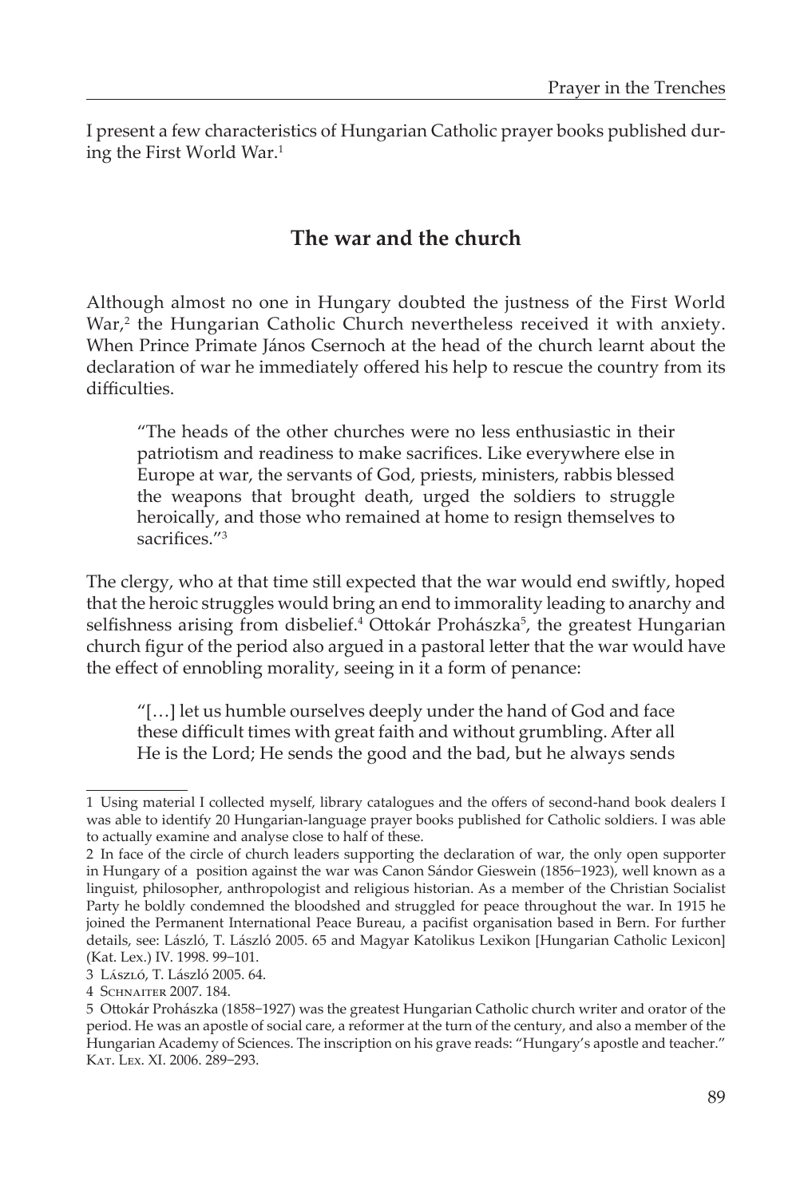I present a few characteristics of Hungarian Catholic prayer books published during the First World War.[1]

## The war and the church

Although almost no one in Hungary doubted the justness of the First World War,[2] the Hungarian Catholic Church nevertheless received it with anxiety. When Prince Primate János Csernoch at the head of the church learnt about the declaration of war he immediately offered his help to rescue the country from its difficulties.

> "The heads of the other churches were no less enthusiastic in their patriotism and readiness to make sacrifices. Like everywhere else in Europe at war, the servants of God, priests, ministers, rabbis blessed the weapons that brought death, urged the soldiers to struggle heroically, and those who remained at home to resign themselves to sacrifices."[3]

The clergy, who at that time still expected that the war would end swiftly, hoped that the heroic struggles would bring an end to immorality leading to anarchy and selfishness arising from disbelief.[4] Ottokár Prohászka[5], the greatest Hungarian church figur of the period also argued in a pastoral letter that the war would have the effect of ennobling morality, seeing in it a form of penance:

> "[…] let us humble ourselves deeply under the hand of God and face these difficult times with great faith and without grumbling. After all He is the Lord; He sends the good and the bad, but he always sends

---

1 Using material I collected myself, library catalogues and the offers of second-hand book dealers I was able to identify 20 Hungarian-language prayer books published for Catholic soldiers. I was able to actually examine and analyse close to half of these.

2 In face of the circle of church leaders supporting the declaration of war, the only open supporter in Hungary of a position against the war was Canon Sándor Gieswein (1856–1923), well known as a linguist, philosopher, anthropologist and religious historian. As a member of the Christian Socialist Party he boldly condemned the bloodshed and struggled for peace throughout the war. In 1915 he joined the Permanent International Peace Bureau, a pacifist organisation based in Bern. For further details, see: László, T. László 2005. 65 and Magyar Katolikus Lexikon [Hungarian Catholic Lexicon] (Kat. Lex.) IV. 1998. 99–101.

3 László, T. László 2005. 64.

4 Schnaiter 2007. 184.

5 Ottokár Prohászka (1858–1927) was the greatest Hungarian Catholic church writer and orator of the period. He was an apostle of social care, a reformer at the turn of the century, and also a member of the Hungarian Academy of Sciences. The inscription on his grave reads: "Hungary's apostle and teacher." Kat. Lex. XI. 2006. 289–293.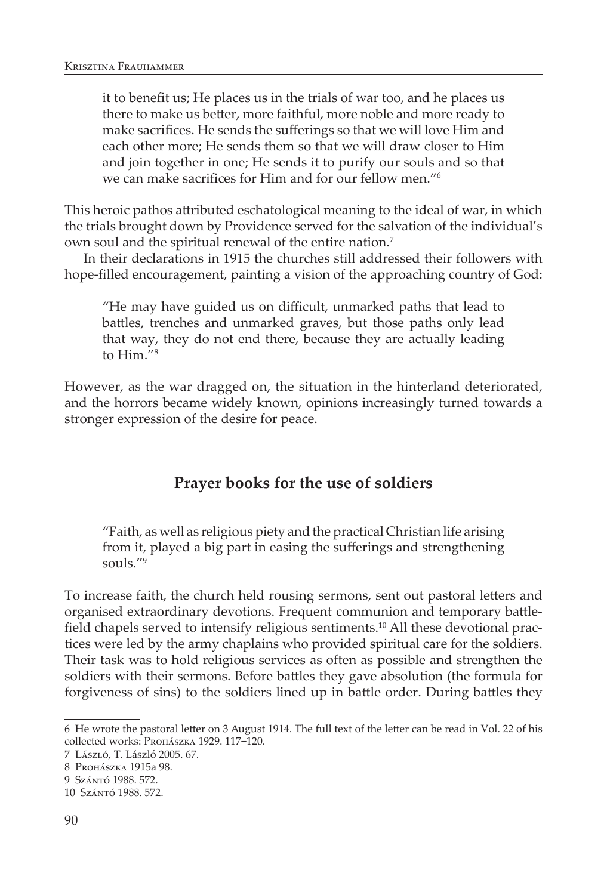> it to benefit us; He places us in the trials of war too, and he places us there to make us better, more faithful, more noble and more ready to make sacrifices. He sends the sufferings so that we will love Him and each other more; He sends them so that we will draw closer to Him and join together in one; He sends it to purify our souls and so that we can make sacrifices for Him and for our fellow men."[6]

This heroic pathos attributed eschatological meaning to the ideal of war, in which the trials brought down by Providence served for the salvation of the individual's own soul and the spiritual renewal of the entire nation.[7]

In their declarations in 1915 the churches still addressed their followers with hope-filled encouragement, painting a vision of the approaching country of God:

> "He may have guided us on difficult, unmarked paths that lead to battles, trenches and unmarked graves, but those paths only lead that way, they do not end there, because they are actually leading to Him."[8]

However, as the war dragged on, the situation in the hinterland deteriorated, and the horrors became widely known, opinions increasingly turned towards a stronger expression of the desire for peace.

## Prayer books for the use of soldiers

> "Faith, as well as religious piety and the practical Christian life arising from it, played a big part in easing the sufferings and strengthening souls."[9]

To increase faith, the church held rousing sermons, sent out pastoral letters and organised extraordinary devotions. Frequent communion and temporary battlefield chapels served to intensify religious sentiments.[10] All these devotional practices were led by the army chaplains who provided spiritual care for the soldiers. Their task was to hold religious services as often as possible and strengthen the soldiers with their sermons. Before battles they gave absolution (the formula for forgiveness of sins) to the soldiers lined up in battle order. During battles they

---

6 He wrote the pastoral letter on 3 August 1914. The full text of the letter can be read in Vol. 22 of his collected works: Prohászka 1929. 117–120.

7 László, T. László 2005. 67.

8 Prohászka 1915a 98.

9 Szántó 1988. 572.

10 Szántó 1988. 572.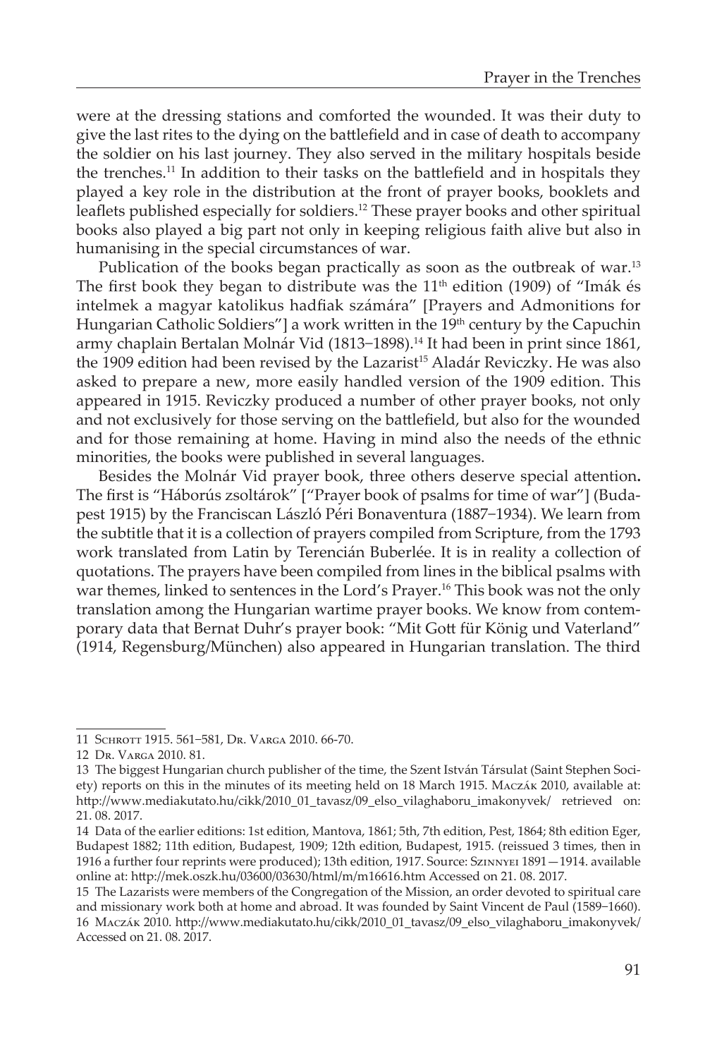were at the dressing stations and comforted the wounded. It was their duty to give the last rites to the dying on the battlefield and in case of death to accompany the soldier on his last journey. They also served in the military hospitals beside the trenches.[11] In addition to their tasks on the battlefield and in hospitals they played a key role in the distribution at the front of prayer books, booklets and leaflets published especially for soldiers.[12] These prayer books and other spiritual books also played a big part not only in keeping religious faith alive but also in humanising in the special circumstances of war.

Publication of the books began practically as soon as the outbreak of war.[13] The first book they began to distribute was the 11th edition (1909) of "Imák és intelmek a magyar katolikus hadfiak számára" [Prayers and Admonitions for Hungarian Catholic Soldiers"] a work written in the 19th century by the Capuchin army chaplain Bertalan Molnár Vid (1813–1898).[14] It had been in print since 1861, the 1909 edition had been revised by the Lazarist[15] Aladár Reviczky. He was also asked to prepare a new, more easily handled version of the 1909 edition. This appeared in 1915. Reviczky produced a number of other prayer books, not only and not exclusively for those serving on the battlefield, but also for the wounded and for those remaining at home. Having in mind also the needs of the ethnic minorities, the books were published in several languages.

Besides the Molnár Vid prayer book, three others deserve special attention**.** The first is "Háborús zsoltárok" ["Prayer book of psalms for time of war"] (Budapest 1915) by the Franciscan László Péri Bonaventura (1887–1934). We learn from the subtitle that it is a collection of prayers compiled from Scripture, from the 1793 work translated from Latin by Terencián Buberlée. It is in reality a collection of quotations. The prayers have been compiled from lines in the biblical psalms with war themes, linked to sentences in the Lord's Prayer.[16] This book was not the only translation among the Hungarian wartime prayer books. We know from contemporary data that Bernat Duhr's prayer book: "Mit Gott für König und Vaterland" (1914, Regensburg/München) also appeared in Hungarian translation. The third

---

11 Schrott 1915. 561–581, Dr. Varga 2010. 66-70.

12 Dr. Varga 2010. 81.

13 The biggest Hungarian church publisher of the time, the Szent István Társulat (Saint Stephen Society) reports on this in the minutes of its meeting held on 18 March 1915. Maczák 2010, available at: http://www.mediakutato.hu/cikk/2010_01_tavasz/09_elso_vilaghaboru_imakonyvek/ retrieved on: 21. 08. 2017.

14 Data of the earlier editions: 1st edition, Mantova, 1861; 5th, 7th edition, Pest, 1864; 8th edition Eger, Budapest 1882; 11th edition, Budapest, 1909; 12th edition, Budapest, 1915. (reissued 3 times, then in 1916 a further four reprints were produced); 13th edition, 1917. Source: Szinnyei 1891—1914. available online at: http://mek.oszk.hu/03600/03630/html/m/m16616.htm Accessed on 21. 08. 2017.

15 The Lazarists were members of the Congregation of the Mission, an order devoted to spiritual care and missionary work both at home and abroad. It was founded by Saint Vincent de Paul (1589–1660).

16 Maczák 2010. http://www.mediakutato.hu/cikk/2010_01_tavasz/09_elso_vilaghaboru_imakonyvek/ Accessed on 21. 08. 2017.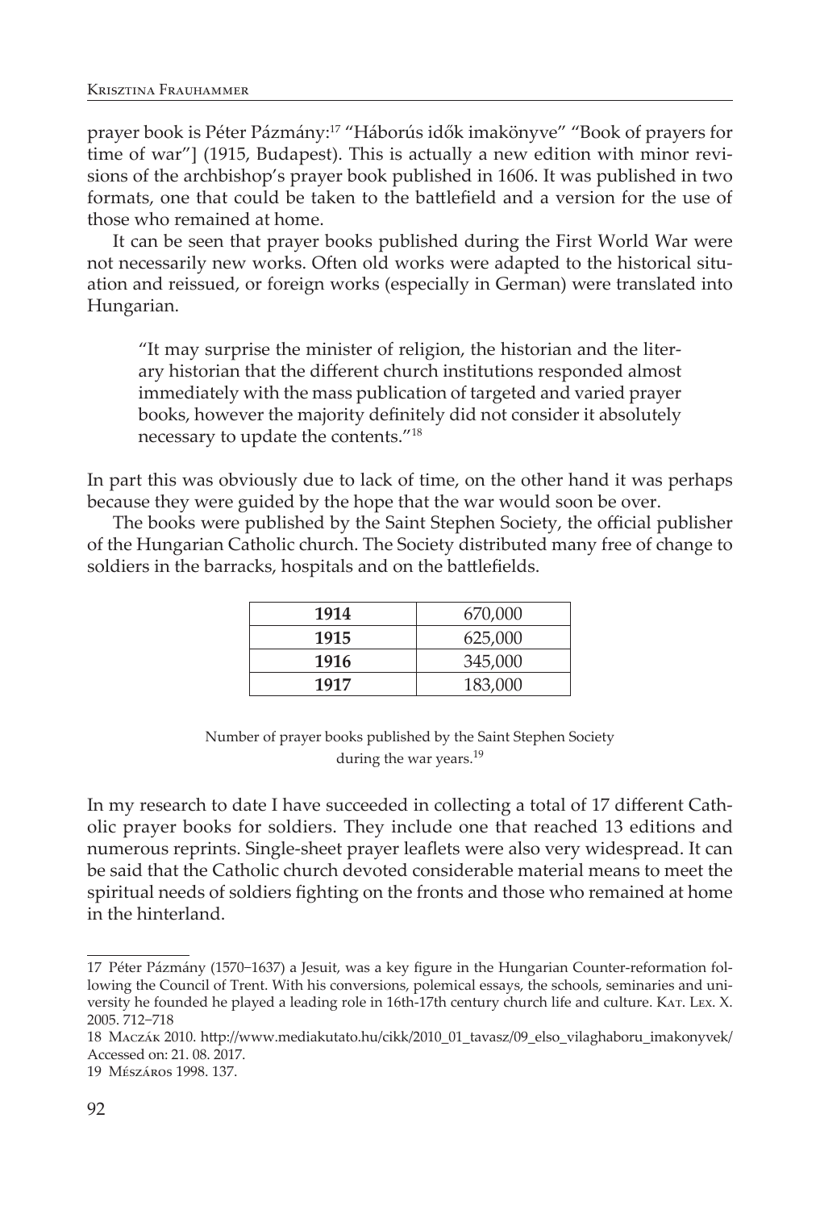prayer book is Péter Pázmány:[17] "Háborús idők imakönyve" "Book of prayers for time of war"] (1915, Budapest). This is actually a new edition with minor revisions of the archbishop's prayer book published in 1606. It was published in two formats, one that could be taken to the battlefield and a version for the use of those who remained at home.

It can be seen that prayer books published during the First World War were not necessarily new works. Often old works were adapted to the historical situation and reissued, or foreign works (especially in German) were translated into Hungarian.

> "It may surprise the minister of religion, the historian and the literary historian that the different church institutions responded almost immediately with the mass publication of targeted and varied prayer books, however the majority definitely did not consider it absolutely necessary to update the contents."[18]

In part this was obviously due to lack of time, on the other hand it was perhaps because they were guided by the hope that the war would soon be over.

The books were published by the Saint Stephen Society, the official publisher of the Hungarian Catholic church. The Society distributed many free of change to soldiers in the barracks, hospitals and on the battlefields.

| | |
|---|---|
| **1914** | 670,000 |
| **1915** | 625,000 |
| **1916** | 345,000 |
| **1917** | 183,000 |

Number of prayer books published by the Saint Stephen Society during the war years.[19]

In my research to date I have succeeded in collecting a total of 17 different Catholic prayer books for soldiers. They include one that reached 13 editions and numerous reprints. Single-sheet prayer leaflets were also very widespread. It can be said that the Catholic church devoted considerable material means to meet the spiritual needs of soldiers fighting on the fronts and those who remained at home in the hinterland.

---

17 Péter Pázmány (1570–1637) a Jesuit, was a key figure in the Hungarian Counter-reformation following the Council of Trent. With his conversions, polemical essays, the schools, seminaries and university he founded he played a leading role in 16th-17th century church life and culture. Kat. Lex. X. 2005. 712–718

18 Maczák 2010. http://www.mediakutato.hu/cikk/2010_01_tavasz/09_elso_vilaghaboru_imakonyvek/ Accessed on: 21. 08. 2017.

19 Mészáros 1998. 137.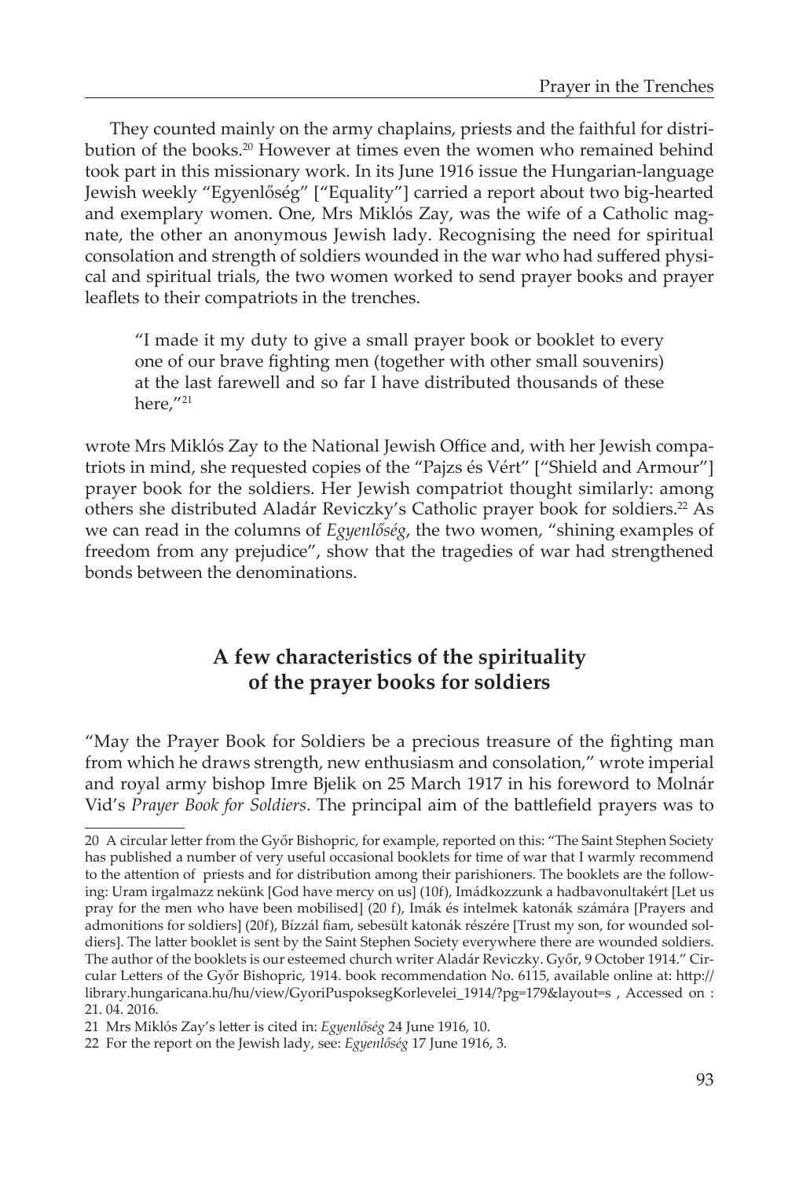They counted mainly on the army chaplains, priests and the faithful for distribution of the books.[20] However at times even the women who remained behind took part in this missionary work. In its June 1916 issue the Hungarian-language Jewish weekly "Egyenlőség" ["Equality"] carried a report about two big-hearted and exemplary women. One, Mrs Miklós Zay, was the wife of a Catholic magnate, the other an anonymous Jewish lady. Recognising the need for spiritual consolation and strength of soldiers wounded in the war who had suffered physical and spiritual trials, the two women worked to send prayer books and prayer leaflets to their compatriots in the trenches.

> "I made it my duty to give a small prayer book or booklet to every one of our brave fighting men (together with other small souvenirs) at the last farewell and so far I have distributed thousands of these here,"[21]

wrote Mrs Miklós Zay to the National Jewish Office and, with her Jewish compatriots in mind, she requested copies of the "Pajzs és Vért" ["Shield and Armour"] prayer book for the soldiers. Her Jewish compatriot thought similarly: among others she distributed Aladár Reviczky's Catholic prayer book for soldiers.[22] As we can read in the columns of *Egyenlőség*, the two women, "shining examples of freedom from any prejudice", show that the tragedies of war had strengthened bonds between the denominations.

## A few characteristics of the spirituality of the prayer books for soldiers

"May the Prayer Book for Soldiers be a precious treasure of the fighting man from which he draws strength, new enthusiasm and consolation," wrote imperial and royal army bishop Imre Bjelik on 25 March 1917 in his foreword to Molnár Vid's *Prayer Book for Soldiers*. The principal aim of the battlefield prayers was to

---

20 A circular letter from the Győr Bishopric, for example, reported on this: "The Saint Stephen Society has published a number of very useful occasional booklets for time of war that I warmly recommend to the attention of priests and for distribution among their parishioners. The booklets are the following: Uram irgalmazz nekünk [God have mercy on us] (10f), Imádkozzunk a hadbavonultakért [Let us pray for the men who have been mobilised] (20 f), Imák és intelmek katonák számára [Prayers and admonitions for soldiers] (20f), Bízzál fiam, sebesült katonák részére [Trust my son, for wounded soldiers]. The latter booklet is sent by the Saint Stephen Society everywhere there are wounded soldiers. The author of the booklets is our esteemed church writer Aladár Reviczky. Győr, 9 October 1914." Circular Letters of the Győr Bishopric, 1914. book recommendation No. 6115, available online at: http://library.hungaricana.hu/hu/view/GyoriPuspoksegKorlevelei_1914/?pg=179&layout=s , Accessed on : 21. 04. 2016.

21 Mrs Miklós Zay's letter is cited in: *Egyenlőség* 24 June 1916, 10.

22 For the report on the Jewish lady, see: *Egyenlőség* 17 June 1916, 3.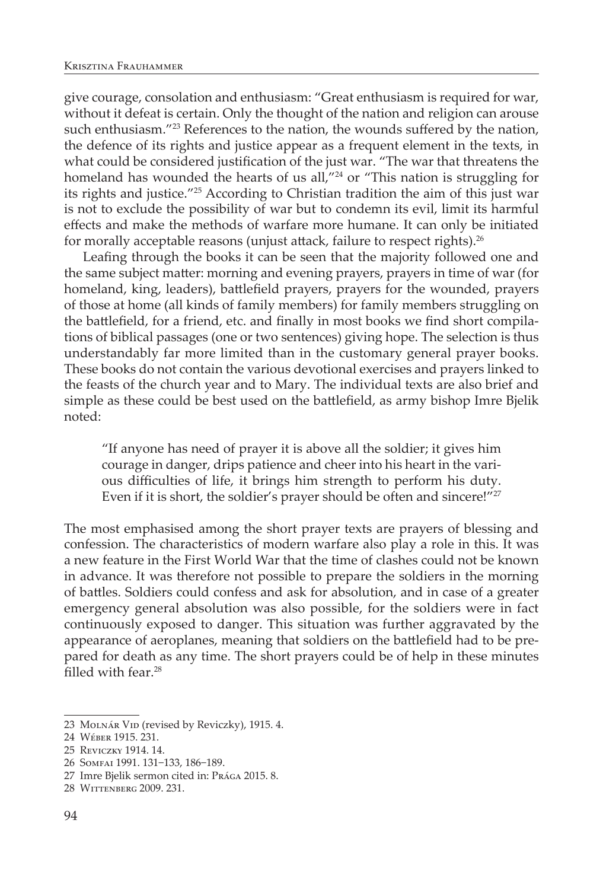give courage, consolation and enthusiasm: "Great enthusiasm is required for war, without it defeat is certain. Only the thought of the nation and religion can arouse such enthusiasm."[23] References to the nation, the wounds suffered by the nation, the defence of its rights and justice appear as a frequent element in the texts, in what could be considered justification of the just war. "The war that threatens the homeland has wounded the hearts of us all,"[24] or "This nation is struggling for its rights and justice."[25] According to Christian tradition the aim of this just war is not to exclude the possibility of war but to condemn its evil, limit its harmful effects and make the methods of warfare more humane. It can only be initiated for morally acceptable reasons (unjust attack, failure to respect rights).[26]

Leafing through the books it can be seen that the majority followed one and the same subject matter: morning and evening prayers, prayers in time of war (for homeland, king, leaders), battlefield prayers, prayers for the wounded, prayers of those at home (all kinds of family members) for family members struggling on the battlefield, for a friend, etc. and finally in most books we find short compilations of biblical passages (one or two sentences) giving hope. The selection is thus understandably far more limited than in the customary general prayer books. These books do not contain the various devotional exercises and prayers linked to the feasts of the church year and to Mary. The individual texts are also brief and simple as these could be best used on the battlefield, as army bishop Imre Bjelik noted:

> "If anyone has need of prayer it is above all the soldier; it gives him courage in danger, drips patience and cheer into his heart in the various difficulties of life, it brings him strength to perform his duty. Even if it is short, the soldier's prayer should be often and sincere!"[27]

The most emphasised among the short prayer texts are prayers of blessing and confession. The characteristics of modern warfare also play a role in this. It was a new feature in the First World War that the time of clashes could not be known in advance. It was therefore not possible to prepare the soldiers in the morning of battles. Soldiers could confess and ask for absolution, and in case of a greater emergency general absolution was also possible, for the soldiers were in fact continuously exposed to danger. This situation was further aggravated by the appearance of aeroplanes, meaning that soldiers on the battlefield had to be prepared for death as any time. The short prayers could be of help in these minutes filled with fear.[28]

---

23 Molnár Vid (revised by Reviczky), 1915. 4.

24 Wéber 1915. 231.

25 Reviczky 1914. 14.

26 Somfai 1991. 131–133, 186–189.

27 Imre Bjelik sermon cited in: Prága 2015. 8.

28 Wittenberg 2009. 231.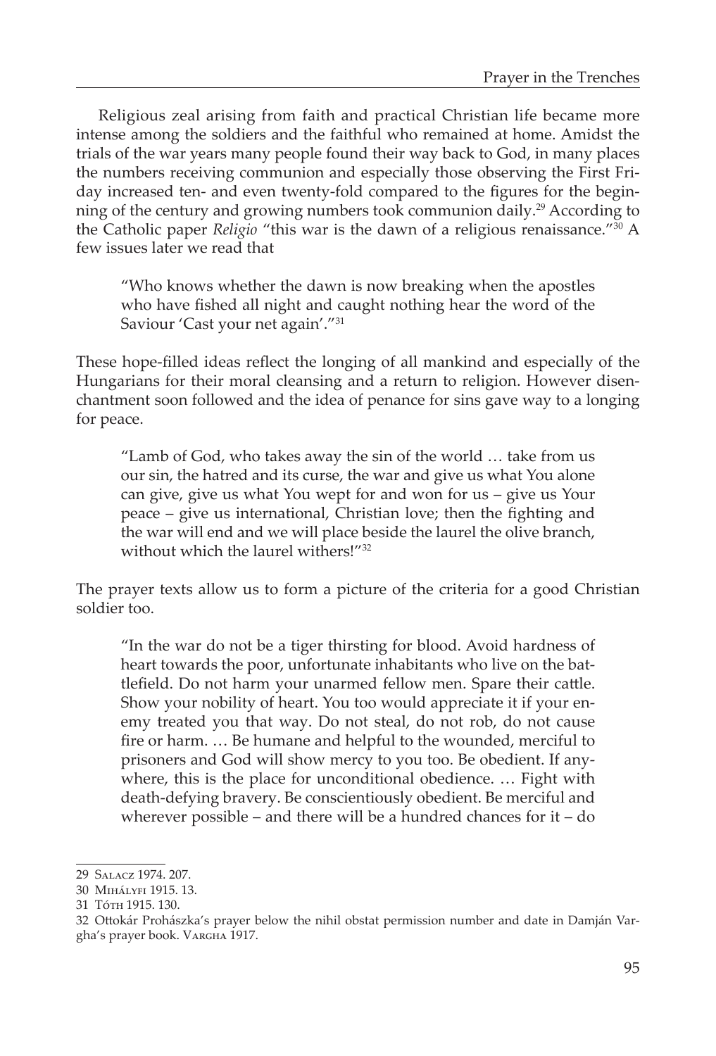Religious zeal arising from faith and practical Christian life became more intense among the soldiers and the faithful who remained at home. Amidst the trials of the war years many people found their way back to God, in many places the numbers receiving communion and especially those observing the First Friday increased ten- and even twenty-fold compared to the figures for the beginning of the century and growing numbers took communion daily.[29] According to the Catholic paper *Religio* "this war is the dawn of a religious renaissance."[30] A few issues later we read that

> "Who knows whether the dawn is now breaking when the apostles who have fished all night and caught nothing hear the word of the Saviour 'Cast your net again'."[31]

These hope-filled ideas reflect the longing of all mankind and especially of the Hungarians for their moral cleansing and a return to religion. However disenchantment soon followed and the idea of penance for sins gave way to a longing for peace.

> "Lamb of God, who takes away the sin of the world … take from us our sin, the hatred and its curse, the war and give us what You alone can give, give us what You wept for and won for us – give us Your peace – give us international, Christian love; then the fighting and the war will end and we will place beside the laurel the olive branch, without which the laurel withers!"[32]

The prayer texts allow us to form a picture of the criteria for a good Christian soldier too.

> "In the war do not be a tiger thirsting for blood. Avoid hardness of heart towards the poor, unfortunate inhabitants who live on the battlefield. Do not harm your unarmed fellow men. Spare their cattle. Show your nobility of heart. You too would appreciate it if your enemy treated you that way. Do not steal, do not rob, do not cause fire or harm. … Be humane and helpful to the wounded, merciful to prisoners and God will show mercy to you too. Be obedient. If anywhere, this is the place for unconditional obedience. … Fight with death-defying bravery. Be conscientiously obedient. Be merciful and wherever possible – and there will be a hundred chances for it – do

---

29 Salacz 1974. 207.

30 Mihályfi 1915. 13.

31 Tóth 1915. 130.

32 Ottokár Prohászka's prayer below the nihil obstat permission number and date in Damján Vargha's prayer book. Vargha 1917.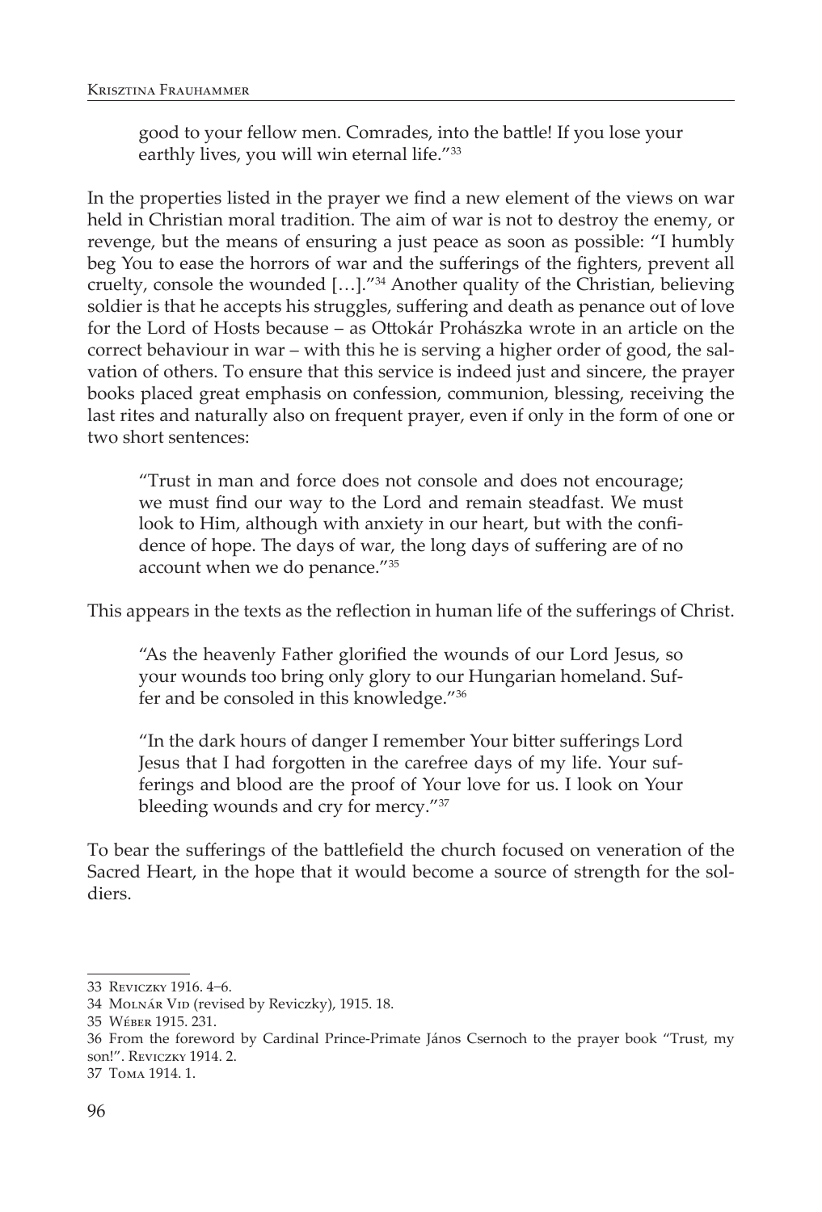> good to your fellow men. Comrades, into the battle! If you lose your earthly lives, you will win eternal life."[33]

In the properties listed in the prayer we find a new element of the views on war held in Christian moral tradition. The aim of war is not to destroy the enemy, or revenge, but the means of ensuring a just peace as soon as possible: "I humbly beg You to ease the horrors of war and the sufferings of the fighters, prevent all cruelty, console the wounded […]."[34] Another quality of the Christian, believing soldier is that he accepts his struggles, suffering and death as penance out of love for the Lord of Hosts because – as Ottokár Prohászka wrote in an article on the correct behaviour in war – with this he is serving a higher order of good, the salvation of others. To ensure that this service is indeed just and sincere, the prayer books placed great emphasis on confession, communion, blessing, receiving the last rites and naturally also on frequent prayer, even if only in the form of one or two short sentences:

> "Trust in man and force does not console and does not encourage; we must find our way to the Lord and remain steadfast. We must look to Him, although with anxiety in our heart, but with the confidence of hope. The days of war, the long days of suffering are of no account when we do penance."[35]

This appears in the texts as the reflection in human life of the sufferings of Christ.

> "As the heavenly Father glorified the wounds of our Lord Jesus, so your wounds too bring only glory to our Hungarian homeland. Suffer and be consoled in this knowledge."[36]

> "In the dark hours of danger I remember Your bitter sufferings Lord Jesus that I had forgotten in the carefree days of my life. Your sufferings and blood are the proof of Your love for us. I look on Your bleeding wounds and cry for mercy."[37]

To bear the sufferings of the battlefield the church focused on veneration of the Sacred Heart, in the hope that it would become a source of strength for the soldiers.

---

33 Reviczky 1916. 4–6.

34 Molnár Vid (revised by Reviczky), 1915. 18.

35 Wéber 1915. 231.

36 From the foreword by Cardinal Prince-Primate János Csernoch to the prayer book "Trust, my son!". Reviczky 1914. 2.

37 Toma 1914. 1.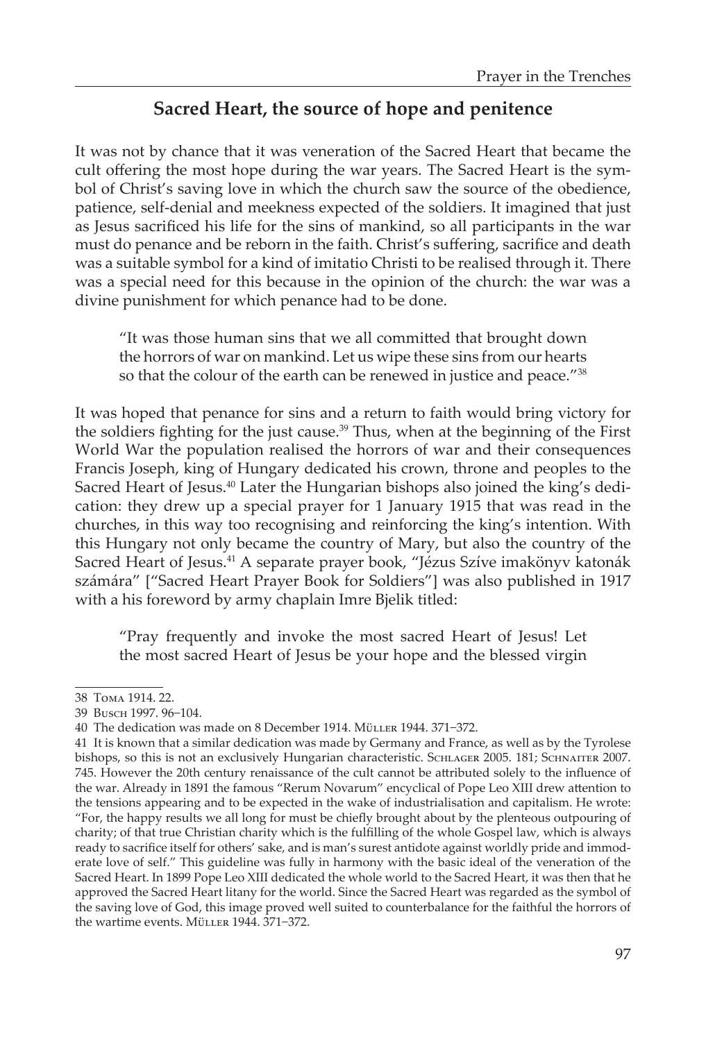## Sacred Heart, the source of hope and penitence

It was not by chance that it was veneration of the Sacred Heart that became the cult offering the most hope during the war years. The Sacred Heart is the symbol of Christ's saving love in which the church saw the source of the obedience, patience, self-denial and meekness expected of the soldiers. It imagined that just as Jesus sacrificed his life for the sins of mankind, so all participants in the war must do penance and be reborn in the faith. Christ's suffering, sacrifice and death was a suitable symbol for a kind of imitatio Christi to be realised through it. There was a special need for this because in the opinion of the church: the war was a divine punishment for which penance had to be done.

> "It was those human sins that we all committed that brought down the horrors of war on mankind. Let us wipe these sins from our hearts so that the colour of the earth can be renewed in justice and peace."[38]

It was hoped that penance for sins and a return to faith would bring victory for the soldiers fighting for the just cause.[39] Thus, when at the beginning of the First World War the population realised the horrors of war and their consequences Francis Joseph, king of Hungary dedicated his crown, throne and peoples to the Sacred Heart of Jesus.[40] Later the Hungarian bishops also joined the king's dedication: they drew up a special prayer for 1 January 1915 that was read in the churches, in this way too recognising and reinforcing the king's intention. With this Hungary not only became the country of Mary, but also the country of the Sacred Heart of Jesus.[41] A separate prayer book, "Jézus Szíve imakönyv katonák számára" ["Sacred Heart Prayer Book for Soldiers"] was also published in 1917 with a his foreword by army chaplain Imre Bjelik titled:

> "Pray frequently and invoke the most sacred Heart of Jesus! Let the most sacred Heart of Jesus be your hope and the blessed virgin

---

38 Toma 1914. 22.

39 Busch 1997. 96–104.

40 The dedication was made on 8 December 1914. Müller 1944. 371–372.

41 It is known that a similar dedication was made by Germany and France, as well as by the Tyrolese bishops, so this is not an exclusively Hungarian characteristic. Schlager 2005. 181; Schnaiter 2007. 745. However the 20th century renaissance of the cult cannot be attributed solely to the influence of the war. Already in 1891 the famous "Rerum Novarum" encyclical of Pope Leo XIII drew attention to the tensions appearing and to be expected in the wake of industrialisation and capitalism. He wrote: "For, the happy results we all long for must be chiefly brought about by the plenteous outpouring of charity; of that true Christian charity which is the fulfilling of the whole Gospel law, which is always ready to sacrifice itself for others' sake, and is man's surest antidote against worldly pride and immoderate love of self." This guideline was fully in harmony with the basic ideal of the veneration of the Sacred Heart. In 1899 Pope Leo XIII dedicated the whole world to the Sacred Heart, it was then that he approved the Sacred Heart litany for the world. Since the Sacred Heart was regarded as the symbol of the saving love of God, this image proved well suited to counterbalance for the faithful the horrors of the wartime events. Müller 1944. 371–372.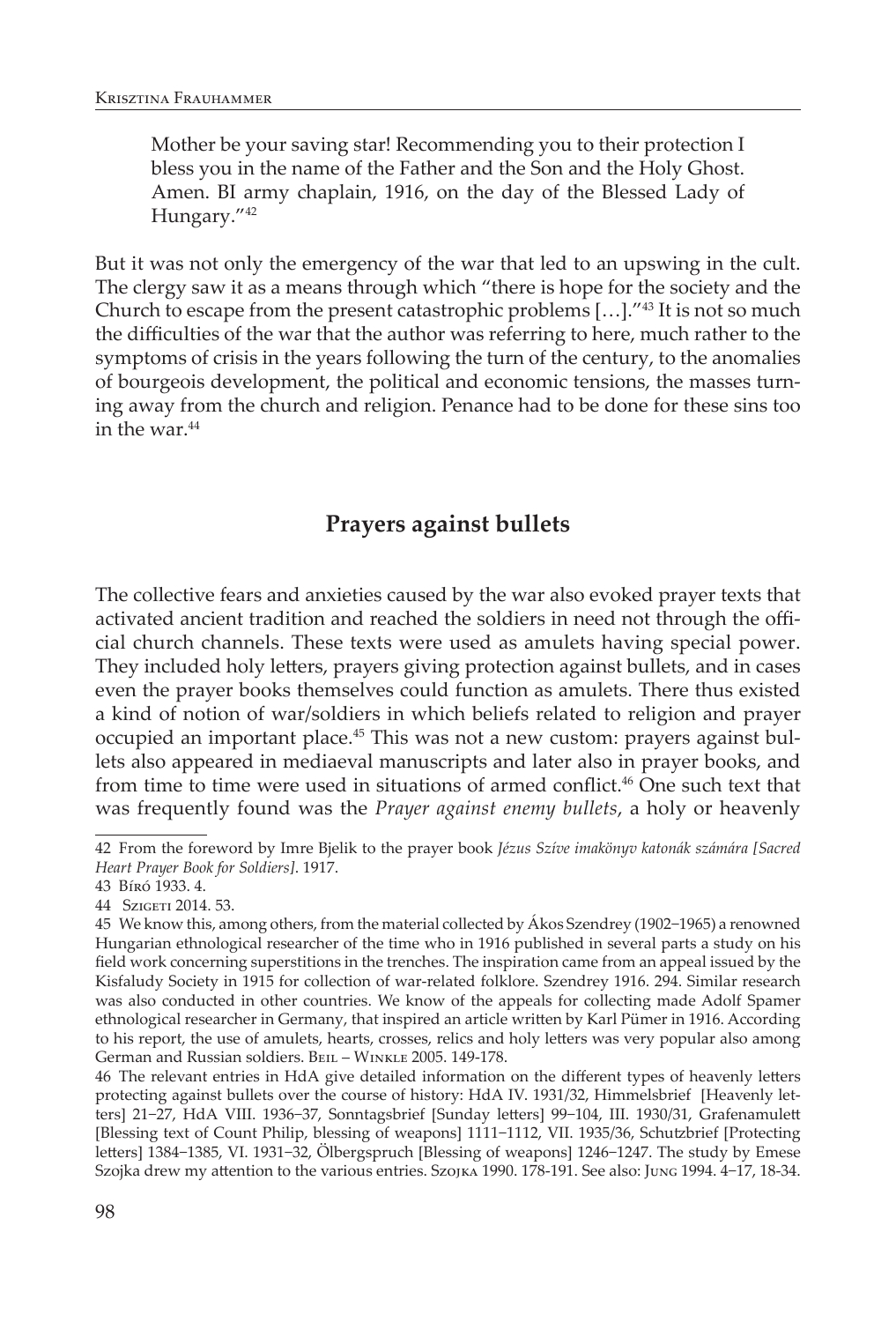> Mother be your saving star! Recommending you to their protection I bless you in the name of the Father and the Son and the Holy Ghost. Amen. BI army chaplain, 1916, on the day of the Blessed Lady of Hungary."[42]

But it was not only the emergency of the war that led to an upswing in the cult. The clergy saw it as a means through which "there is hope for the society and the Church to escape from the present catastrophic problems […]."[43] It is not so much the difficulties of the war that the author was referring to here, much rather to the symptoms of crisis in the years following the turn of the century, to the anomalies of bourgeois development, the political and economic tensions, the masses turning away from the church and religion. Penance had to be done for these sins too in the war.[44]

## Prayers against bullets

The collective fears and anxieties caused by the war also evoked prayer texts that activated ancient tradition and reached the soldiers in need not through the official church channels. These texts were used as amulets having special power. They included holy letters, prayers giving protection against bullets, and in cases even the prayer books themselves could function as amulets. There thus existed a kind of notion of war/soldiers in which beliefs related to religion and prayer occupied an important place.[45] This was not a new custom: prayers against bullets also appeared in mediaeval manuscripts and later also in prayer books, and from time to time were used in situations of armed conflict.[46] One such text that was frequently found was the *Prayer against enemy bullets*, a holy or heavenly

---

42 From the foreword by Imre Bjelik to the prayer book *Jézus Szíve imakönyv katonák számára [Sacred Heart Prayer Book for Soldiers]*. 1917.

43 Bíró 1933. 4.

44 Szigeti 2014. 53.

45 We know this, among others, from the material collected by Ákos Szendrey (1902–1965) a renowned Hungarian ethnological researcher of the time who in 1916 published in several parts a study on his field work concerning superstitions in the trenches. The inspiration came from an appeal issued by the Kisfaludy Society in 1915 for collection of war-related folklore. Szendrey 1916. 294. Similar research was also conducted in other countries. We know of the appeals for collecting made Adolf Spamer ethnological researcher in Germany, that inspired an article written by Karl Pümer in 1916. According to his report, the use of amulets, hearts, crosses, relics and holy letters was very popular also among German and Russian soldiers. Beil – Winkle 2005. 149-178.

46 The relevant entries in HdA give detailed information on the different types of heavenly letters protecting against bullets over the course of history: HdA IV. 1931/32, Himmelsbrief [Heavenly letters] 21–27, HdA VIII. 1936–37, Sonntagsbrief [Sunday letters] 99–104, III. 1930/31, Grafenamulett [Blessing text of Count Philip, blessing of weapons] 1111–1112, VII. 1935/36, Schutzbrief [Protecting letters] 1384–1385, VI. 1931–32, Ölbergsspruch [Blessing of weapons] 1246–1247. The study by Emese Szojka drew my attention to the various entries. Szojka 1990. 178-191. See also: Jung 1994. 4–17, 18-34.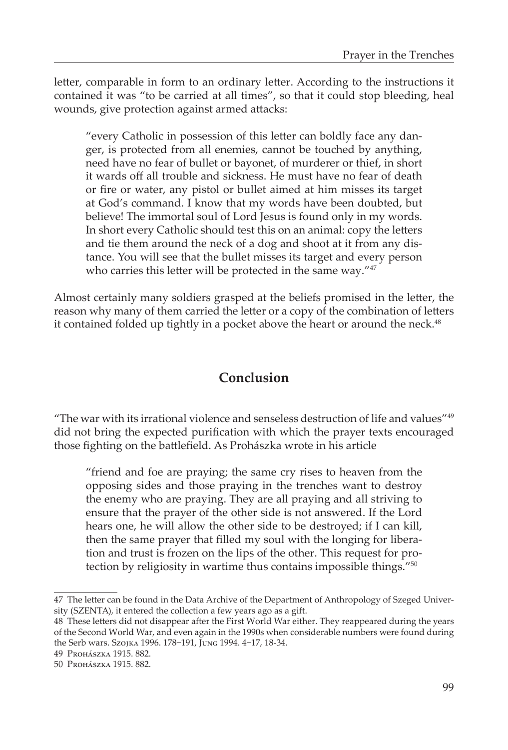letter, comparable in form to an ordinary letter. According to the instructions it contained it was "to be carried at all times", so that it could stop bleeding, heal wounds, give protection against armed attacks:

> "every Catholic in possession of this letter can boldly face any danger, is protected from all enemies, cannot be touched by anything, need have no fear of bullet or bayonet, of murderer or thief, in short it wards off all trouble and sickness. He must have no fear of death or fire or water, any pistol or bullet aimed at him misses its target at God's command. I know that my words have been doubted, but believe! The immortal soul of Lord Jesus is found only in my words. In short every Catholic should test this on an animal: copy the letters and tie them around the neck of a dog and shoot at it from any distance. You will see that the bullet misses its target and every person who carries this letter will be protected in the same way."[47]

Almost certainly many soldiers grasped at the beliefs promised in the letter, the reason why many of them carried the letter or a copy of the combination of letters it contained folded up tightly in a pocket above the heart or around the neck.[48]

## Conclusion

"The war with its irrational violence and senseless destruction of life and values"[49] did not bring the expected purification with which the prayer texts encouraged those fighting on the battlefield. As Prohászka wrote in his article

> "friend and foe are praying; the same cry rises to heaven from the opposing sides and those praying in the trenches want to destroy the enemy who are praying. They are all praying and all striving to ensure that the prayer of the other side is not answered. If the Lord hears one, he will allow the other side to be destroyed; if I can kill, then the same prayer that filled my soul with the longing for liberation and trust is frozen on the lips of the other. This request for protection by religiosity in wartime thus contains impossible things."[50]

---

47 The letter can be found in the Data Archive of the Department of Anthropology of Szeged University (SZENTA), it entered the collection a few years ago as a gift.

48 These letters did not disappear after the First World War either. They reappeared during the years of the Second World War, and even again in the 1990s when considerable numbers were found during the Serb wars. Szojka 1996. 178–191, Jung 1994. 4–17, 18-34.

49 Prohászka 1915. 882.

50 Prohászka 1915. 882.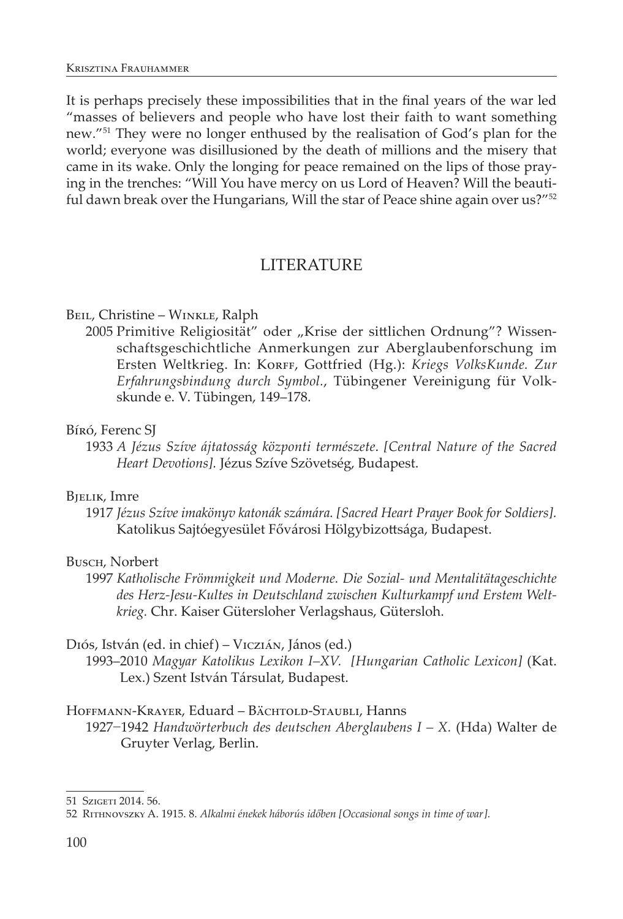It is perhaps precisely these impossibilities that in the final years of the war led "masses of believers and people who have lost their faith to want something new."[51] They were no longer enthused by the realisation of God's plan for the world; everyone was disillusioned by the death of millions and the misery that came in its wake. Only the longing for peace remained on the lips of those praying in the trenches: "Will You have mercy on us Lord of Heaven? Will the beautiful dawn break over the Hungarians, Will the star of Peace shine again over us?"[52]

## LITERATURE

Beil, Christine – Winkle, Ralph

2005 Primitive Religiosität" oder „Krise der sittlichen Ordnung"? Wissenschaftsgeschichtliche Anmerkungen zur Aberglaubenforschung im Ersten Weltkrieg. In: Korff, Gottfried (Hg.): *Kriegs VolksKunde. Zur Erfahrungsbindung durch Symbol.*, Tübingener Vereinigung für Volkskunde e. V. Tübingen, 149–178.

Bíró, Ferenc SJ

1933 *A Jézus Szíve ájtatosság központi természete. [Central Nature of the Sacred Heart Devotions].* Jézus Szíve Szövetség, Budapest.

Bjelik, Imre

1917 *Jézus Szíve imakönyv katonák számára. [Sacred Heart Prayer Book for Soldiers].* Katolikus Sajtóegyesület Fővárosi Hölgybizottsága, Budapest.

Busch, Norbert

1997 *Katholische Frömmigkeit und Moderne. Die Sozial- und Mentalitätageschichte des Herz-Jesu-Kultes in Deutschland zwischen Kulturkampf und Erstem Weltkrieg.* Chr. Kaiser Gütersloher Verlagshaus, Gütersloh.

Diós, István (ed. in chief) – Viczián, János (ed.)

1993–2010 *Magyar Katolikus Lexikon I–XV. [Hungarian Catholic Lexicon]* (Kat. Lex.) Szent István Társulat, Budapest.

Hoffmann-Krayer, Eduard – Bächtold-Staubli, Hanns

1927–1942 *Handwörterbuch des deutschen Aberglaubens I – X.* (Hda) Walter de Gruyter Verlag, Berlin.

---

51 Szigeti 2014. 56.

52 Rithnovszky A. 1915. 8. *Alkalmi énekek háborús időben [Occasional songs in time of war].*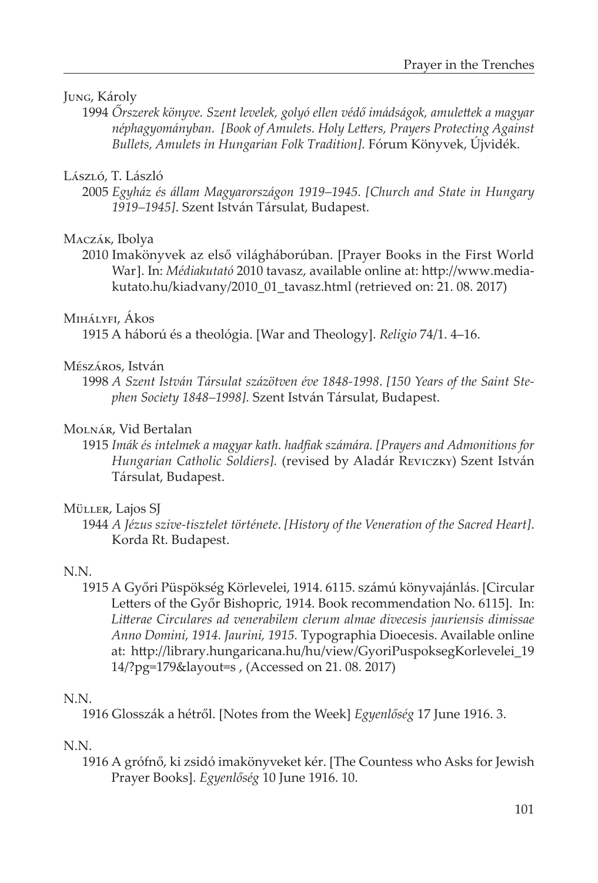Jung, Károly

1994 *Őrszerek könyve. Szent levelek, golyó ellen védő imádságok, amulettek a magyar néphagyományban. [Book of Amulets. Holy Letters, Prayers Protecting Against Bullets, Amulets in Hungarian Folk Tradition].* Fórum Könyvek, Újvidék.

László, T. László

2005 *Egyház és állam Magyarországon 1919–1945. [Church and State in Hungary 1919–1945]*. Szent István Társulat, Budapest.

Maczák, Ibolya

2010 Imakönyvek az első világháborúban. [Prayer Books in the First World War]. In: *Médiakutató* 2010 tavasz, available online at: http://www.mediakutato.hu/kiadvany/2010_01_tavasz.html (retrieved on: 21. 08. 2017)

Mihályfi, Ákos

1915 A háború és a theológia. [War and Theology]. *Religio* 74/1. 4–16.

Mészáros, István

1998 *A Szent István Társulat százötven éve 1848-1998*. *[150 Years of the Saint Stephen Society 1848–1998].* Szent István Társulat, Budapest.

Molnár, Vid Bertalan

1915 *Imák és intelmek a magyar kath. hadfiak számára. [Prayers and Admonitions for Hungarian Catholic Soldiers].* (revised by Aladár Reviczky) Szent István Társulat, Budapest.

Müller, Lajos SJ

1944 *A Jézus szive-tisztelet története*. *[History of the Veneration of the Sacred Heart]*. Korda Rt. Budapest.

N.N.

1915 A Győri Püspökség Körlevelei, 1914. 6115. számú könyvajánlás. [Circular Letters of the Győr Bishopric, 1914. Book recommendation No. 6115]. In: *Litterae Circulares ad venerabilem clerum almae divecesis jauriensis dimissae Anno Domini, 1914. Jaurini, 1915.* Typographia Dioecesis. Available online at: http://library.hungaricana.hu/hu/view/GyoriPuspoksegKorlevelei_1914/?pg=179&layout=s , (Accessed on 21. 08. 2017)

N.N.

1916 Glosszák a hétről. [Notes from the Week] *Egyenlőség* 17 June 1916. 3.

N.N.

1916 A grófnő, ki zsidó imakönyveket kér. [The Countess who Asks for Jewish Prayer Books]. *Egyenlőség* 10 June 1916. 10.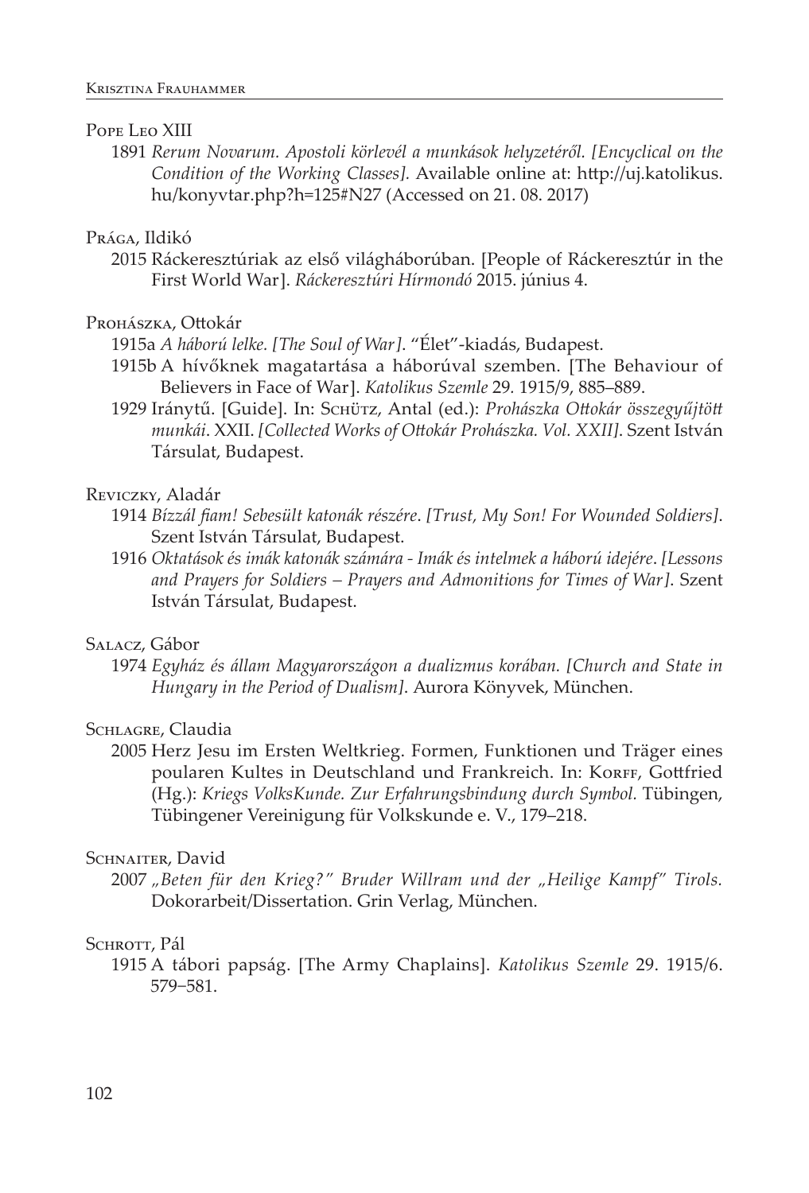Pope Leo XIII

1891 *Rerum Novarum. Apostoli körlevél a munkások helyzetéről. [Encyclical on the Condition of the Working Classes].* Available online at: http://uj.katolikus.hu/konyvtar.php?h=125#N27 (Accessed on 21. 08. 2017)

Prága, Ildikó

2015 Ráckeresztúriak az első világháborúban. [People of Ráckeresztúr in the First World War]. *Ráckeresztúri Hírmondó* 2015. június 4.

Prohászka, Ottokár

1915a *A háború lelke. [The Soul of War]*. "Élet"-kiadás, Budapest.

1915b A hívőknek magatartása a háborúval szemben. [The Behaviour of Believers in Face of War]. *Katolikus Szemle* 29. 1915/9, 885–889.

1929 Iránytű. [Guide]. In: Schütz, Antal (ed.): *Prohászka Ottokár összegyűjtött munkái*. XXII. *[Collected Works of Ottokár Prohászka. Vol. XXII]*. Szent István Társulat, Budapest.

Reviczky, Aladár

1914 *Bízzál fiam! Sebesült katonák részére*. *[Trust, My Son! For Wounded Soldiers]*. Szent István Társulat, Budapest.

1916 *Oktatások és imák katonák számára - Imák és intelmek a háború idejére*. *[Lessons and Prayers for Soldiers – Prayers and Admonitions for Times of War]*. Szent István Társulat, Budapest.

Salacz, Gábor

1974 *Egyház és állam Magyarországon a dualizmus korában. [Church and State in Hungary in the Period of Dualism]*. Aurora Könyvek, München.

Schlagre, Claudia

2005 Herz Jesu im Ersten Weltkrieg. Formen, Funktionen und Träger eines poularen Kultes in Deutschland und Frankreich. In: Korff, Gottfried (Hg.): *Kriegs VolksKunde. Zur Erfahrungsbindung durch Symbol.* Tübingen, Tübingener Vereinigung für Volkskunde e. V., 179–218.

Schnaiter, David

2007 *„Beten für den Krieg?" Bruder Willram und der „Heilige Kampf" Tirols.* Dokorarbeit/Dissertation. Grin Verlag, München.

Schrott, Pál

1915 A tábori papság. [The Army Chaplains]. *Katolikus Szemle* 29. 1915/6. 579–581.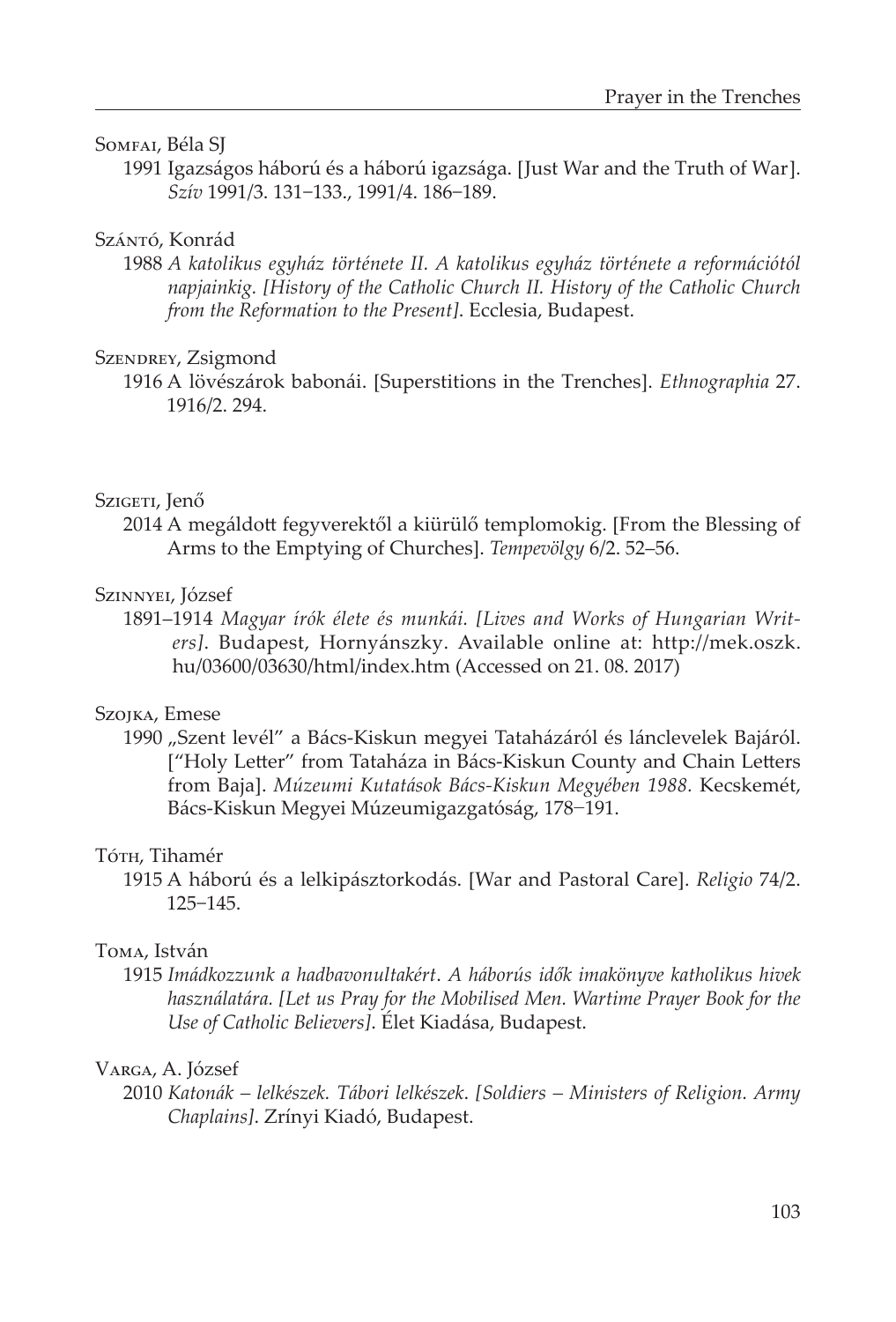Somfai, Béla SJ

1991 Igazságos háború és a háború igazsága. [Just War and the Truth of War]. *Szív* 1991/3. 131–133., 1991/4. 186–189.

Szántó, Konrád

1988 *A katolikus egyház története II. A katolikus egyház története a reformációtól napjainkig. [History of the Catholic Church II. History of the Catholic Church from the Reformation to the Present]*. Ecclesia, Budapest.

Szendrey, Zsigmond

1916 A lövészárok babonái. [Superstitions in the Trenches]. *Ethnographia* 27. 1916/2. 294.

Szigeti, Jenő

2014 A megáldott fegyverektől a kiürülő templomokig. [From the Blessing of Arms to the Emptying of Churches]. *Tempevölgy* 6/2. 52–56.

Szinnyei, József

1891–1914 *Magyar írók élete és munkái. [Lives and Works of Hungarian Writers]*. Budapest, Hornyánszky. Available online at: http://mek.oszk.hu/03600/03630/html/index.htm (Accessed on 21. 08. 2017)

Szojka, Emese

1990 „Szent levél" a Bács-Kiskun megyei Tataházáról és lánclevelek Bajáról. ["Holy Letter" from Tataháza in Bács-Kiskun County and Chain Letters from Baja]. *Múzeumi Kutatások Bács-Kiskun Megyében 1988.* Kecskemét, Bács-Kiskun Megyei Múzeumigazgatóság, 178–191.

Tóth, Tihamér

1915 A háború és a lelkipásztorkodás. [War and Pastoral Care]. *Religio* 74/2. 125–145.

Toma, István

1915 *Imádkozzunk a hadbavonultakért. A háborús idők imakönyve katholikus hivek használatára. [Let us Pray for the Mobilised Men. Wartime Prayer Book for the Use of Catholic Believers]*. Élet Kiadása, Budapest.

Varga, A. József

2010 *Katonák – lelkészek. Tábori lelkészek. [Soldiers – Ministers of Religion. Army Chaplains]*. Zrínyi Kiadó, Budapest.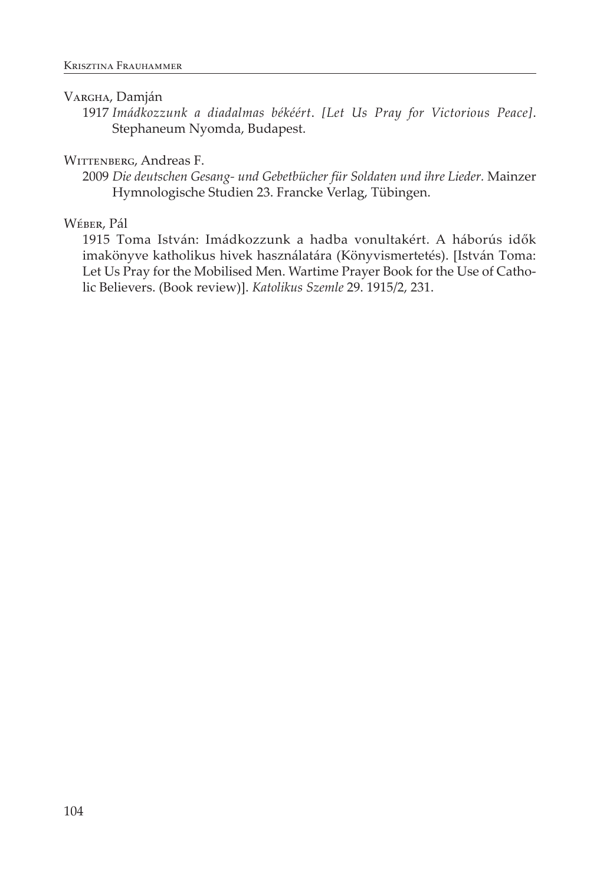Vargha, Damján

1917 *Imádkozzunk a diadalmas békéért*. *[Let Us Pray for Victorious Peace]*. Stephaneum Nyomda, Budapest.

Wittenberg, Andreas F.

2009 *Die deutschen Gesang- und Gebetbücher für Soldaten und ihre Lieder.* Mainzer Hymnologische Studien 23. Francke Verlag, Tübingen.

Wéber, Pál

1915 Toma István: Imádkozzunk a hadba vonultakért. A háborús idők imakönyve katholikus hivek használatára (Könyvismertetés). [István Toma: Let Us Pray for the Mobilised Men. Wartime Prayer Book for the Use of Catholic Believers. (Book review)]. *Katolikus Szemle* 29. 1915/2, 231.